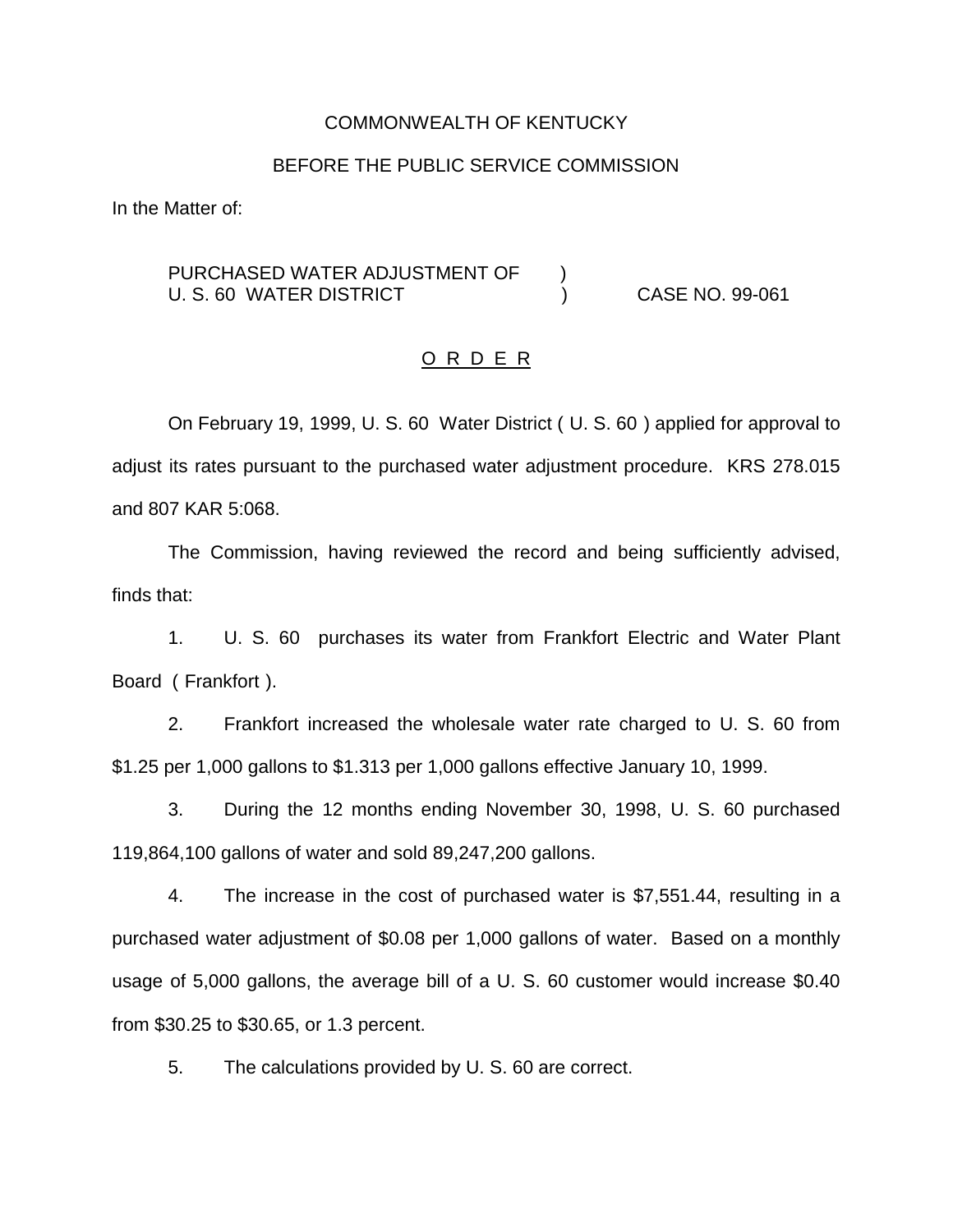COMMONWEALTH OF KENTUCKY

BEFORE THE PUBLIC SERVICE COMMISSION

In the Matter of:

PURCHASED WATER ADJUSTMENT OF U. S. 60 WATER DISTRICT ) CASE NO. 99-061

O R D E R

On February 19, 1999, U. S. 60 Water District ( U. S. 60 ) applied for approval to adjust its rates pursuant to the purchased water adjustment procedure. KRS 278.015 and 807 KAR 5:068.

The Commission, having reviewed the record and being sufficiently advised, finds that:

1. U. S. 60 purchases its water from Frankfort Electric and Water Plant Board ( Frankfort ).

2. Frankfort increased the wholesale water rate charged to U. S. 60 from $1.25 per 1,000 gallons to $1.313 per 1,000 gallons effective January 10, 1999.

3. During the 12 months ending November 30, 1998, U. S. 60 purchased 119,864,100 gallons of water and sold 89,247,200 gallons.

4. The increase in the cost of purchased water is $7,551.44, resulting in a purchased water adjustment of $0.08 per 1,000 gallons of water. Based on a monthly usage of 5,000 gallons, the average bill of a U. S. 60 customer would increase $0.40 from $30.25 to $30.65, or 1.3 percent.

5. The calculations provided by U. S. 60 are correct.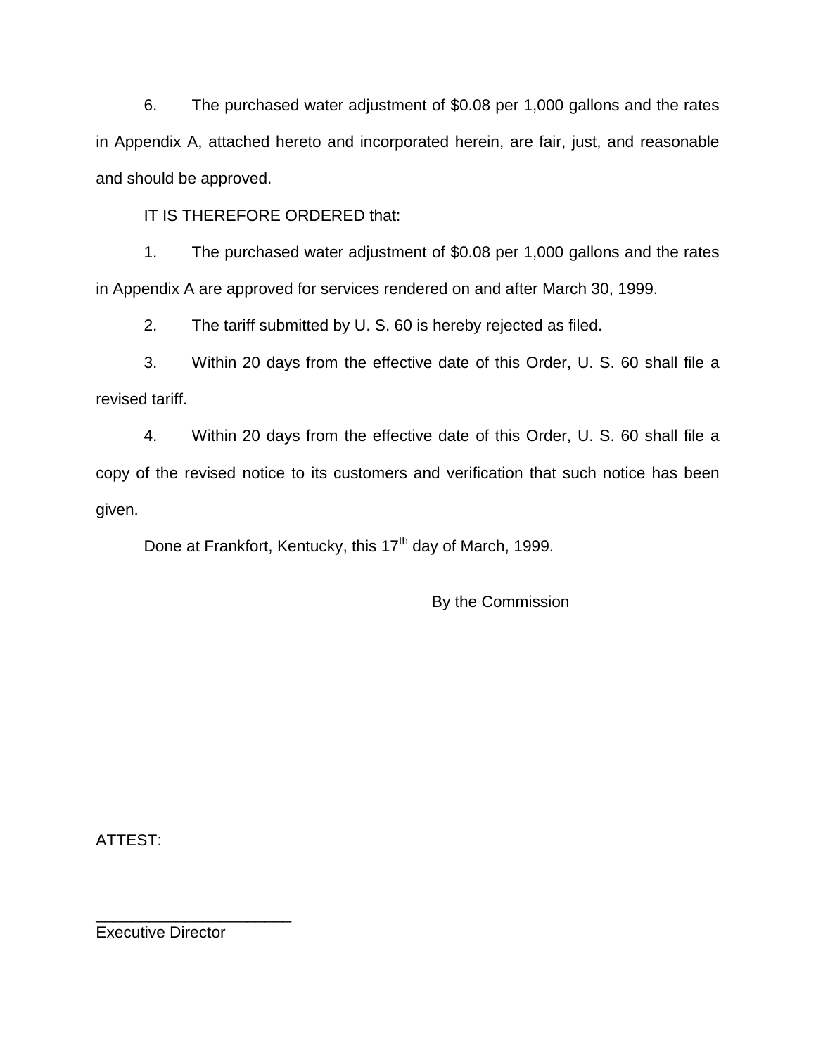6. The purchased water adjustment of $0.08 per 1,000 gallons and the rates in Appendix A, attached hereto and incorporated herein, are fair, just, and reasonable and should be approved.

IT IS THEREFORE ORDERED that:

1. The purchased water adjustment of $0.08 per 1,000 gallons and the rates in Appendix A are approved for services rendered on and after March 30, 1999.

2. The tariff submitted by U. S. 60 is hereby rejected as filed.

3. Within 20 days from the effective date of this Order, U. S. 60 shall file a revised tariff.

4. Within 20 days from the effective date of this Order, U. S. 60 shall file a copy of the revised notice to its customers and verification that such notice has been given.

Done at Frankfort, Kentucky, this 17th day of March, 1999.

By the Commission

ATTEST:

______________________
Executive Director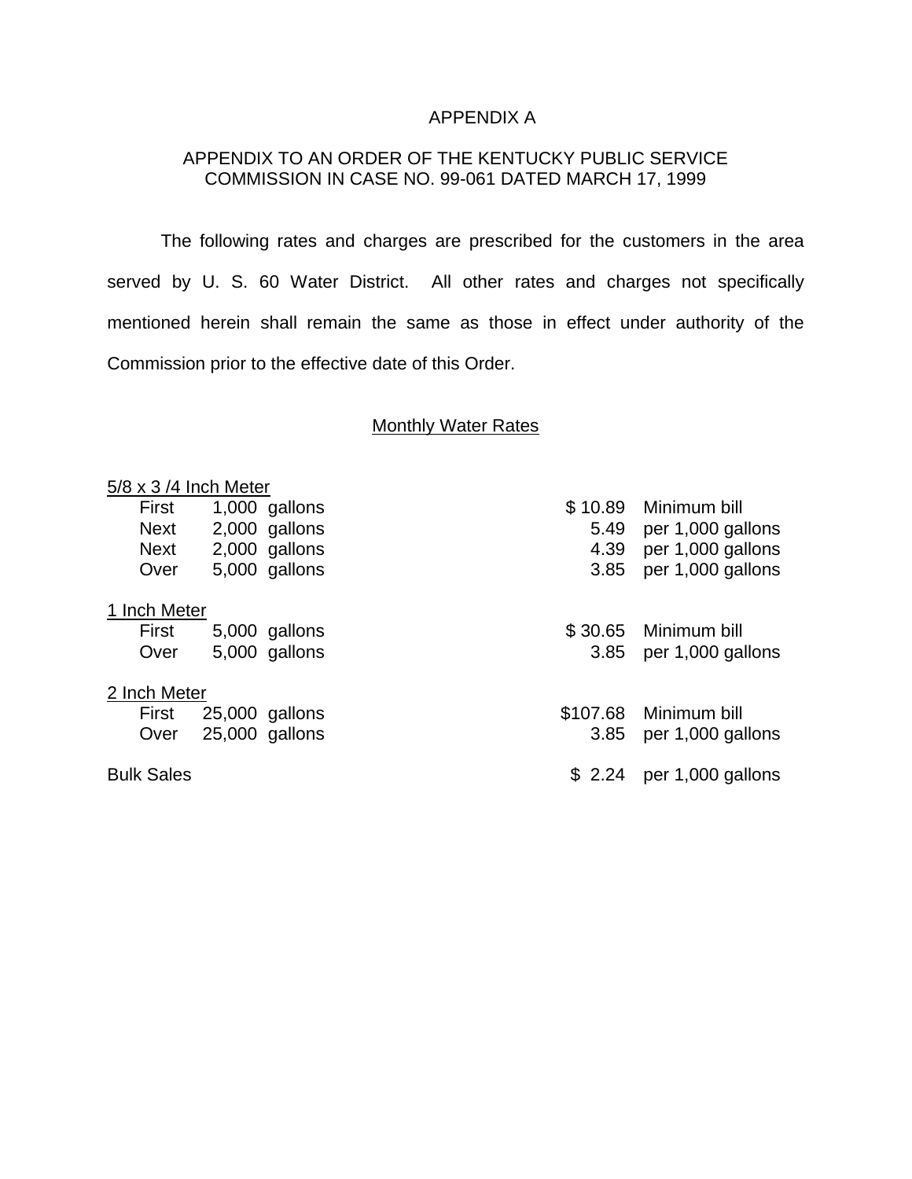APPENDIX A

APPENDIX TO AN ORDER OF THE KENTUCKY PUBLIC SERVICE COMMISSION IN CASE NO. 99-061 DATED MARCH 17, 1999

The following rates and charges are prescribed for the customers in the area served by U. S. 60 Water District. All other rates and charges not specifically mentioned herein shall remain the same as those in effect under authority of the Commission prior to the effective date of this Order.

Monthly Water Rates

| | | | |
|---|---|---|---|
| 5/8 x 3 /4 Inch Meter | | | |
| First | 1,000 gallons | $ 10.89 | Minimum bill |
| Next | 2,000 gallons | 5.49 | per 1,000 gallons |
| Next | 2,000 gallons | 4.39 | per 1,000 gallons |
| Over | 5,000 gallons | 3.85 | per 1,000 gallons |
| 1 Inch Meter | | | |
| First | 5,000 gallons | $ 30.65 | Minimum bill |
| Over | 5,000 gallons | 3.85 | per 1,000 gallons |
| 2 Inch Meter | | | |
| First | 25,000 gallons | $107.68 | Minimum bill |
| Over | 25,000 gallons | 3.85 | per 1,000 gallons |
| Bulk Sales | | $ 2.24 | per 1,000 gallons |